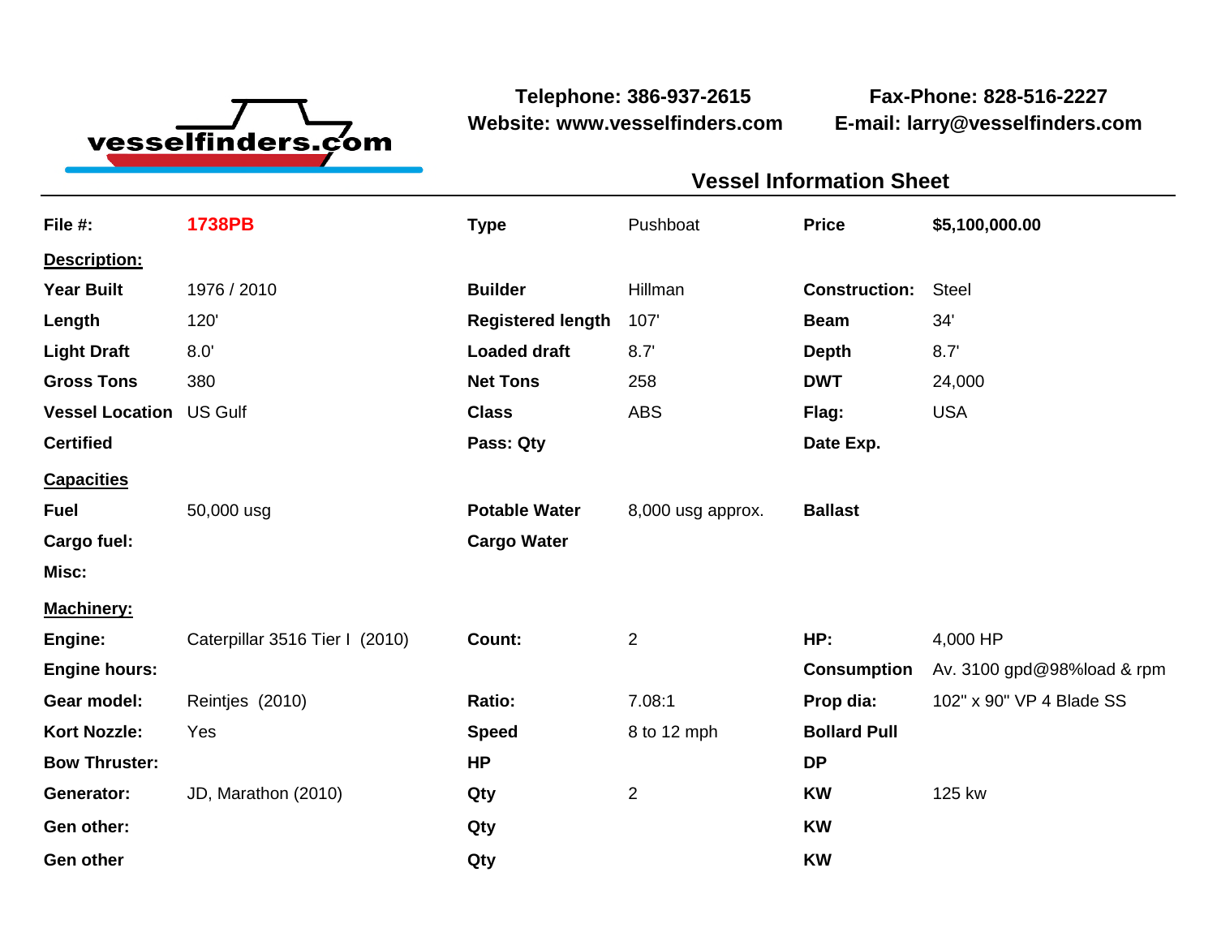vesselfinders.com

**Telephone: 386-937-2615**
**Website: www.vesselfinders.com**

**Fax-Phone: 828-516-2227**
**E-mail: larry@vesselfinders.com**

## Vessel Information Sheet

| **File #:** | **1738PB** | **Type** | Pushboat | **Price** | **$5,100,000.00** |
|---|---|---|---|---|---|
| **Description:** | | | | | |
| **Year Built** | 1976 / 2010 | **Builder** | Hillman | **Construction:** | Steel |
| **Length** | 120' | **Registered length** | 107' | **Beam** | 34' |
| **Light Draft** | 8.0' | **Loaded draft** | 8.7' | **Depth** | 8.7' |
| **Gross Tons** | 380 | **Net Tons** | 258 | **DWT** | 24,000 |
| **Vessel Location** | US Gulf | **Class** | ABS | **Flag:** | USA |
| **Certified** | | **Pass: Qty** | | **Date Exp.** | |
| **Capacities** | | | | | |
| **Fuel** | 50,000 usg | **Potable Water** | 8,000 usg approx. | **Ballast** | |
| **Cargo fuel:** | | **Cargo Water** | | | |
| **Misc:** | | | | | |
| **Machinery:** | | | | | |
| **Engine:** | Caterpillar 3516 Tier I (2010) | **Count:** | 2 | **HP:** | 4,000 HP |
| **Engine hours:** | | | | **Consumption** | Av. 3100 gpd@98%load & rpm |
| **Gear model:** | Reintjes (2010) | **Ratio:** | 7.08:1 | **Prop dia:** | 102" x 90" VP 4 Blade SS |
| **Kort Nozzle:** | Yes | **Speed** | 8 to 12 mph | **Bollard Pull** | |
| **Bow Thruster:** | | **HP** | | **DP** | |
| **Generator:** | JD, Marathon (2010) | **Qty** | 2 | **KW** | 125 kw |
| **Gen other:** | | **Qty** | | **KW** | |
| **Gen other** | | **Qty** | | **KW** | |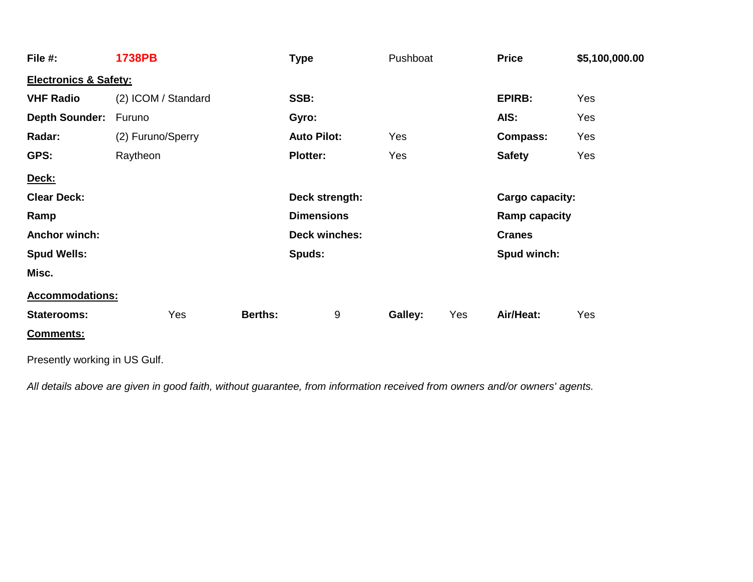| | | | | | |
|---|---|---|---|---|---|
| **File #:** | **1738PB** | **Type** | Pushboat | **Price** | **$5,100,000.00** |

**Electronics & Safety:**

| | | | | | |
|---|---|---|---|---|---|
| **VHF Radio** | (2) ICOM / Standard | **SSB:** | | **EPIRB:** | Yes |
| **Depth Sounder:** | Furuno | **Gyro:** | | **AIS:** | Yes |
| **Radar:** | (2) Furuno/Sperry | **Auto Pilot:** | Yes | **Compass:** | Yes |
| **GPS:** | Raytheon | **Plotter:** | Yes | **Safety** | Yes |

**Deck:**

| | | | | | |
|---|---|---|---|---|---|
| **Clear Deck:** | | **Deck strength:** | | **Cargo capacity:** | |
| **Ramp** | | **Dimensions** | | **Ramp capacity** | |
| **Anchor winch:** | | **Deck winches:** | | **Cranes** | |
| **Spud Wells:** | | **Spuds:** | | **Spud winch:** | |
| **Misc.** | | | | | |

**Accommodations:**

| | | | | | | | |
|---|---|---|---|---|---|---|---|
| **Staterooms:** | Yes | **Berths:** | 9 | **Galley:** | Yes | **Air/Heat:** | Yes |

**Comments:**

Presently working in US Gulf.

*All details above are given in good faith, without guarantee, from information received from owners and/or owners' agents.*